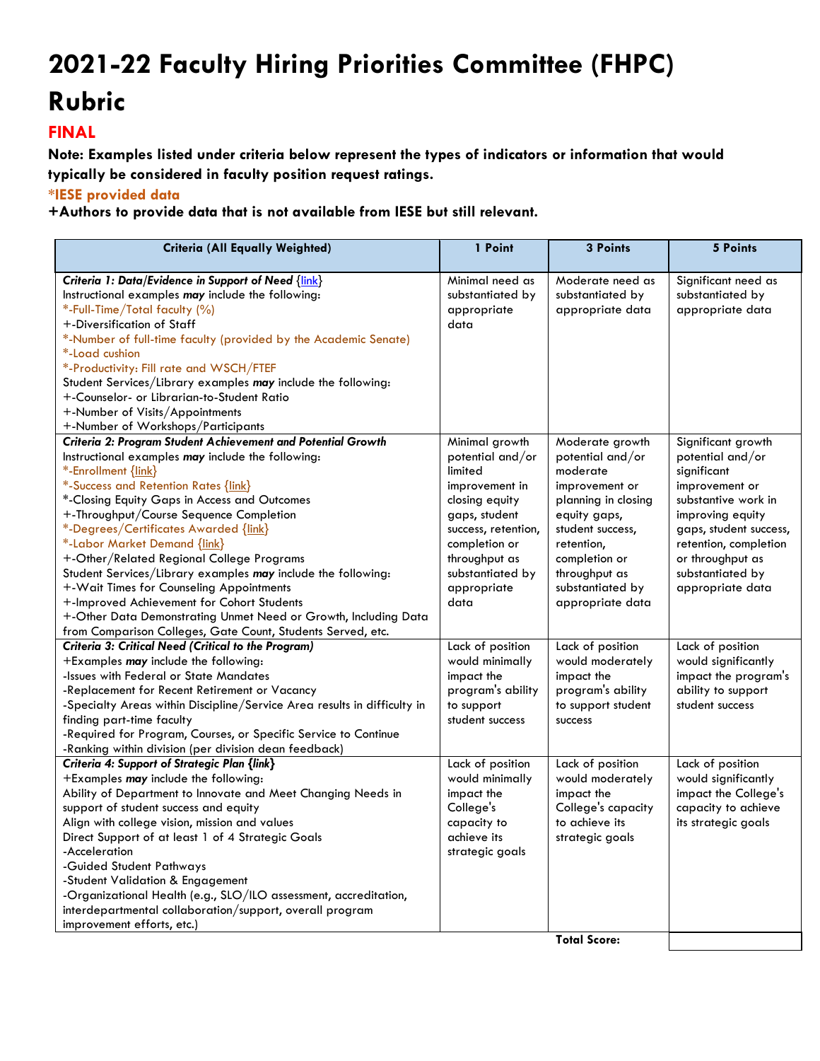# 2021-22 Faculty Hiring Priorities Committee (FHPC) Rubric

## FINAL

**Note: Examples listed under criteria below represent the types of indicators or information that would typically be considered in faculty position request ratings.**

**\*IESE provided data**

**+Authors to provide data that is not available from IESE but still relevant.**

| Criteria (All Equally Weighted) | 1 Point | 3 Points | 5 Points |
|---|---|---|---|
| ***Criteria 1: Data/Evidence in Support of Need*** {link}<br>Instructional examples ***may*** include the following:<br>*-Full-Time/Total faculty (%)<br>+-Diversification of Staff<br>*-Number of full-time faculty (provided by the Academic Senate)<br>*-Load cushion<br>*-Productivity: Fill rate and WSCH/FTEF<br>Student Services/Library examples ***may*** include the following:<br>+-Counselor- or Librarian-to-Student Ratio<br>+-Number of Visits/Appointments<br>+-Number of Workshops/Participants | Minimal need as substantiated by appropriate data | Moderate need as substantiated by appropriate data | Significant need as substantiated by appropriate data |
| ***Criteria 2: Program Student Achievement and Potential Growth***<br>Instructional examples ***may*** include the following:<br>*-Enrollment {link}<br>*-Success and Retention Rates {link}<br>*-Closing Equity Gaps in Access and Outcomes<br>+-Throughput/Course Sequence Completion<br>*-Degrees/Certificates Awarded {link}<br>*-Labor Market Demand {link}<br>+-Other/Related Regional College Programs<br>Student Services/Library examples ***may*** include the following:<br>+-Wait Times for Counseling Appointments<br>+-Improved Achievement for Cohort Students<br>+-Other Data Demonstrating Unmet Need or Growth, Including Data from Comparison Colleges, Gate Count, Students Served, etc. | Minimal growth potential and/or limited improvement in closing equity gaps, student success, retention, completion or throughput as substantiated by appropriate data | Moderate growth potential and/or moderate improvement or planning in closing equity gaps, student success, retention, completion or throughput as substantiated by appropriate data | Significant growth potential and/or significant improvement or substantive work in improving equity gaps, student success, retention, completion or throughput as substantiated by appropriate data |
| ***Criteria 3: Critical Need (Critical to the Program)***<br>+Examples ***may*** include the following:<br>-Issues with Federal or State Mandates<br>-Replacement for Recent Retirement or Vacancy<br>-Specialty Areas within Discipline/Service Area results in difficulty in finding part-time faculty<br>-Required for Program, Courses, or Specific Service to Continue<br>-Ranking within division (per division dean feedback) | Lack of position would minimally impact the program's ability to support student success | Lack of position would moderately impact the program's ability to support student success | Lack of position would significantly impact the program's ability to support student success |
| ***Criteria 4: Support of Strategic Plan {link}***<br>+Examples ***may*** include the following:<br>Ability of Department to Innovate and Meet Changing Needs in support of student success and equity<br>Align with college vision, mission and values<br>Direct Support of at least 1 of 4 Strategic Goals<br>-Acceleration<br>-Guided Student Pathways<br>-Student Validation & Engagement<br>-Organizational Health (e.g., SLO/ILO assessment, accreditation, interdepartmental collaboration/support, overall program improvement efforts, etc.) | Lack of position would minimally impact the College's capacity to achieve its strategic goals | Lack of position would moderately impact the College's capacity to achieve its strategic goals | Lack of position would significantly impact the College's capacity to achieve its strategic goals |
| | | **Total Score:** | |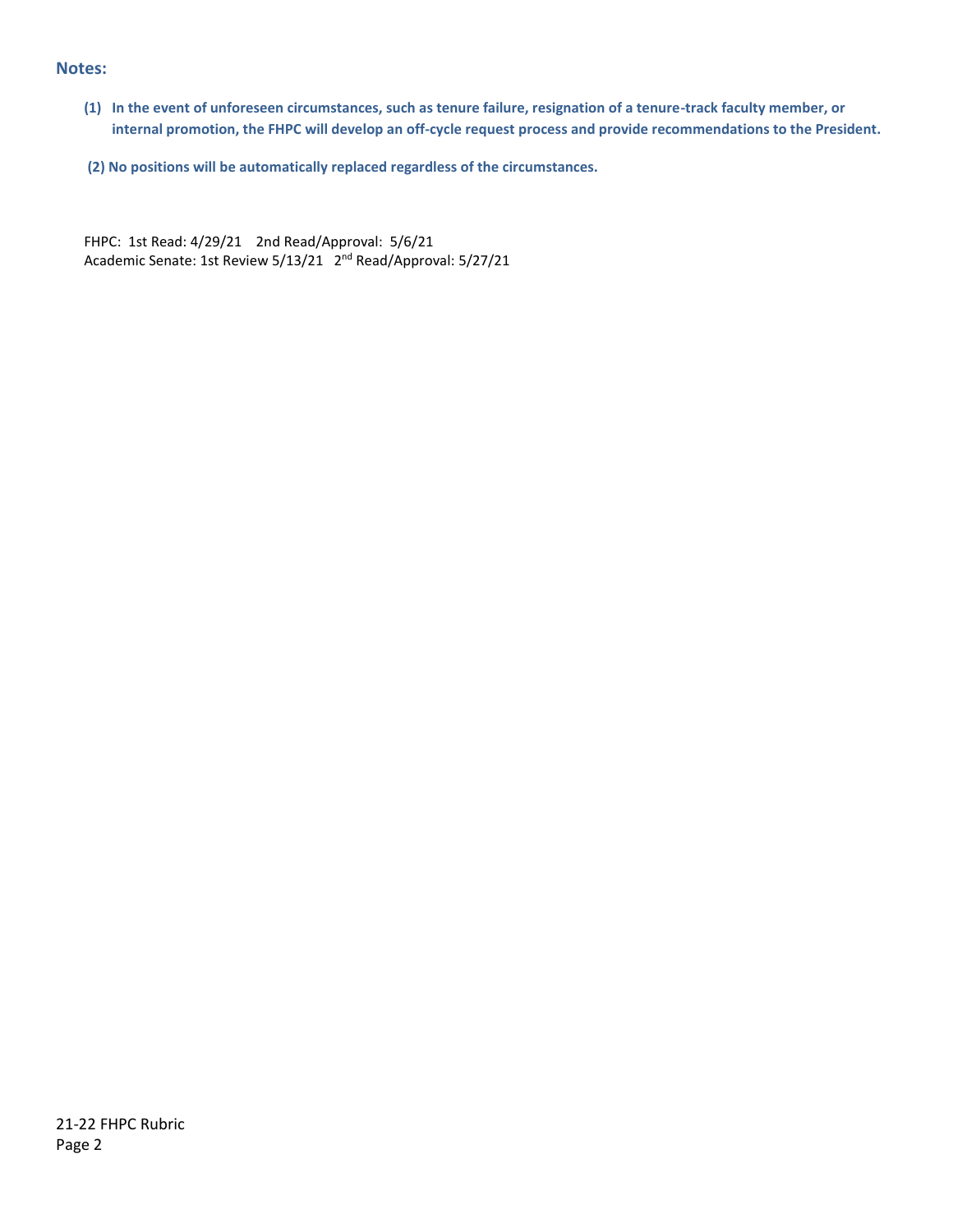## Notes:

**(1) In the event of unforeseen circumstances, such as tenure failure, resignation of a tenure-track faculty member, or internal promotion, the FHPC will develop an off-cycle request process and provide recommendations to the President.**

**(2) No positions will be automatically replaced regardless of the circumstances.**

FHPC: 1st Read: 4/29/21 2nd Read/Approval: 5/6/21
Academic Senate: 1st Review 5/13/21 2nd Read/Approval: 5/27/21